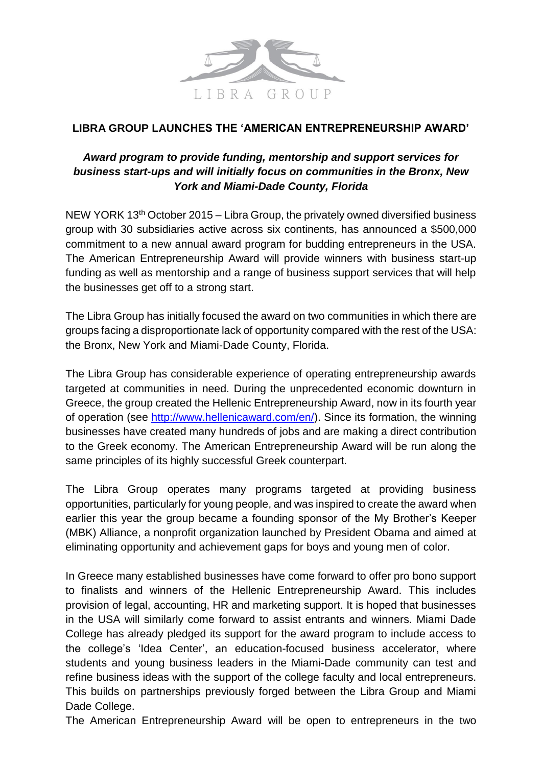LIBRA GROUP

# LIBRA GROUP LAUNCHES THE 'AMERICAN ENTREPRENEURSHIP AWARD'

***Award program to provide funding, mentorship and support services for business start-ups and will initially focus on communities in the Bronx, New York and Miami-Dade County, Florida***

NEW YORK 13th October 2015 – Libra Group, the privately owned diversified business group with 30 subsidiaries active across six continents, has announced a $500,000 commitment to a new annual award program for budding entrepreneurs in the USA. The American Entrepreneurship Award will provide winners with business start-up funding as well as mentorship and a range of business support services that will help the businesses get off to a strong start.

The Libra Group has initially focused the award on two communities in which there are groups facing a disproportionate lack of opportunity compared with the rest of the USA: the Bronx, New York and Miami-Dade County, Florida.

The Libra Group has considerable experience of operating entrepreneurship awards targeted at communities in need. During the unprecedented economic downturn in Greece, the group created the Hellenic Entrepreneurship Award, now in its fourth year of operation (see [http://www.hellenicaward.com/en/](http://www.hellenicaward.com/en/)). Since its formation, the winning businesses have created many hundreds of jobs and are making a direct contribution to the Greek economy. The American Entrepreneurship Award will be run along the same principles of its highly successful Greek counterpart.

The Libra Group operates many programs targeted at providing business opportunities, particularly for young people, and was inspired to create the award when earlier this year the group became a founding sponsor of the My Brother's Keeper (MBK) Alliance, a nonprofit organization launched by President Obama and aimed at eliminating opportunity and achievement gaps for boys and young men of color.

In Greece many established businesses have come forward to offer pro bono support to finalists and winners of the Hellenic Entrepreneurship Award. This includes provision of legal, accounting, HR and marketing support. It is hoped that businesses in the USA will similarly come forward to assist entrants and winners. Miami Dade College has already pledged its support for the award program to include access to the college's 'Idea Center', an education-focused business accelerator, where students and young business leaders in the Miami-Dade community can test and refine business ideas with the support of the college faculty and local entrepreneurs. This builds on partnerships previously forged between the Libra Group and Miami Dade College.

The American Entrepreneurship Award will be open to entrepreneurs in the two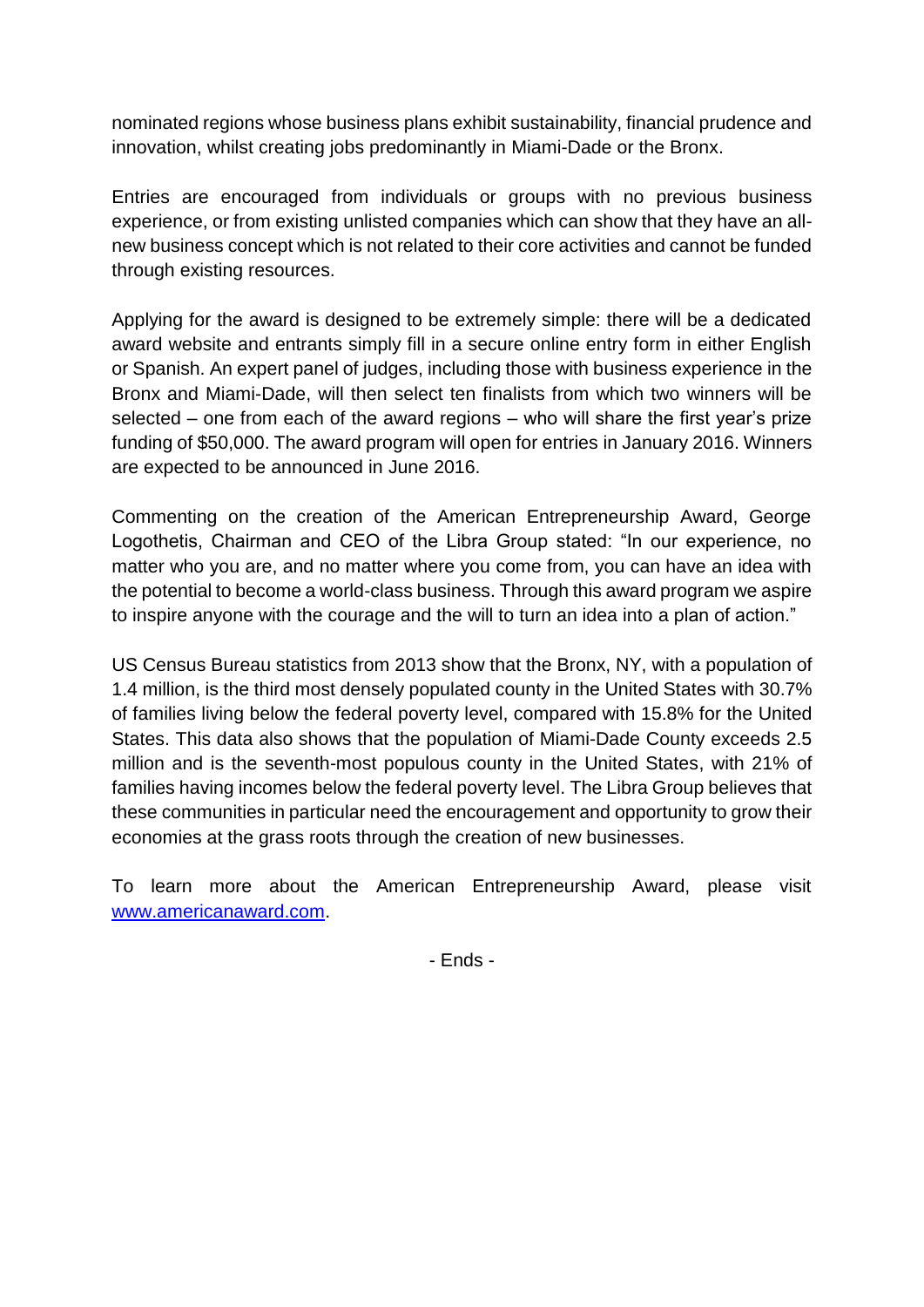nominated regions whose business plans exhibit sustainability, financial prudence and innovation, whilst creating jobs predominantly in Miami-Dade or the Bronx.

Entries are encouraged from individuals or groups with no previous business experience, or from existing unlisted companies which can show that they have an all-new business concept which is not related to their core activities and cannot be funded through existing resources.

Applying for the award is designed to be extremely simple: there will be a dedicated award website and entrants simply fill in a secure online entry form in either English or Spanish. An expert panel of judges, including those with business experience in the Bronx and Miami-Dade, will then select ten finalists from which two winners will be selected – one from each of the award regions – who will share the first year's prize funding of $50,000. The award program will open for entries in January 2016. Winners are expected to be announced in June 2016.

Commenting on the creation of the American Entrepreneurship Award, George Logothetis, Chairman and CEO of the Libra Group stated: "In our experience, no matter who you are, and no matter where you come from, you can have an idea with the potential to become a world-class business. Through this award program we aspire to inspire anyone with the courage and the will to turn an idea into a plan of action."

US Census Bureau statistics from 2013 show that the Bronx, NY, with a population of 1.4 million, is the third most densely populated county in the United States with 30.7% of families living below the federal poverty level, compared with 15.8% for the United States. This data also shows that the population of Miami-Dade County exceeds 2.5 million and is the seventh-most populous county in the United States, with 21% of families having incomes below the federal poverty level. The Libra Group believes that these communities in particular need the encouragement and opportunity to grow their economies at the grass roots through the creation of new businesses.

To learn more about the American Entrepreneurship Award, please visit [www.americanaward.com](http://www.americanaward.com).

- Ends -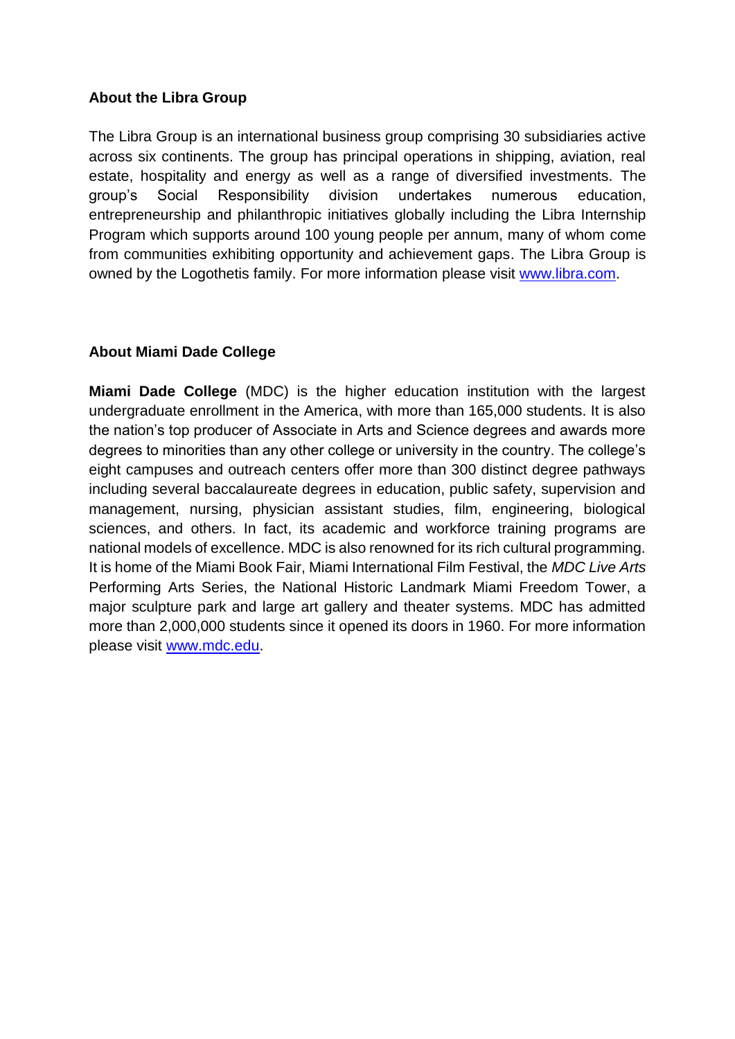**About the Libra Group**

The Libra Group is an international business group comprising 30 subsidiaries active across six continents. The group has principal operations in shipping, aviation, real estate, hospitality and energy as well as a range of diversified investments. The group's Social Responsibility division undertakes numerous education, entrepreneurship and philanthropic initiatives globally including the Libra Internship Program which supports around 100 young people per annum, many of whom come from communities exhibiting opportunity and achievement gaps. The Libra Group is owned by the Logothetis family. For more information please visit [www.libra.com](http://www.libra.com).

**About Miami Dade College**

**Miami Dade College** (MDC) is the higher education institution with the largest undergraduate enrollment in the America, with more than 165,000 students. It is also the nation's top producer of Associate in Arts and Science degrees and awards more degrees to minorities than any other college or university in the country. The college's eight campuses and outreach centers offer more than 300 distinct degree pathways including several baccalaureate degrees in education, public safety, supervision and management, nursing, physician assistant studies, film, engineering, biological sciences, and others. In fact, its academic and workforce training programs are national models of excellence. MDC is also renowned for its rich cultural programming. It is home of the Miami Book Fair, Miami International Film Festival, the *MDC Live Arts* Performing Arts Series, the National Historic Landmark Miami Freedom Tower, a major sculpture park and large art gallery and theater systems. MDC has admitted more than 2,000,000 students since it opened its doors in 1960. For more information please visit [www.mdc.edu](http://www.mdc.edu).